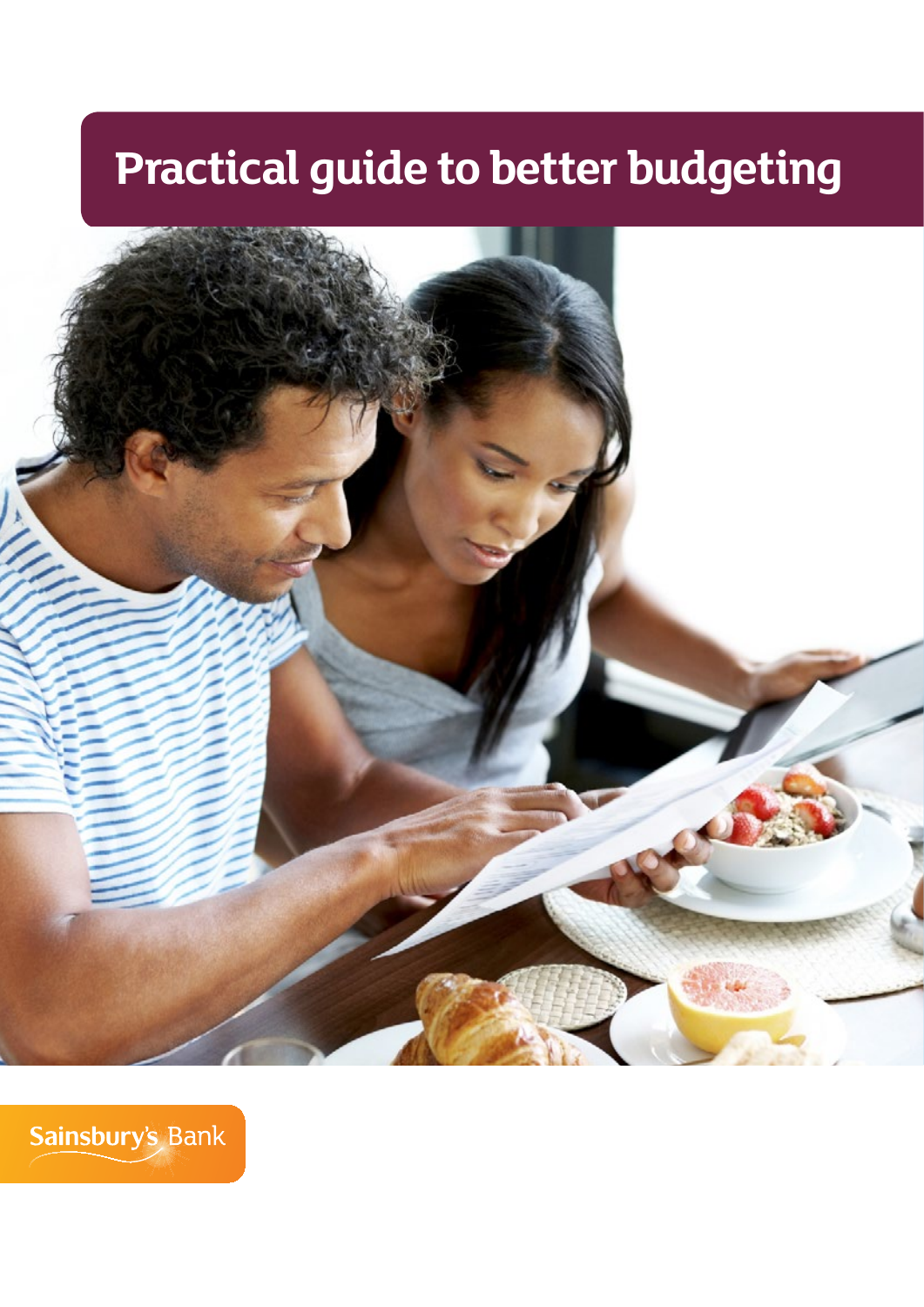# Practical guide to better budgeting

Sainsbury's Bank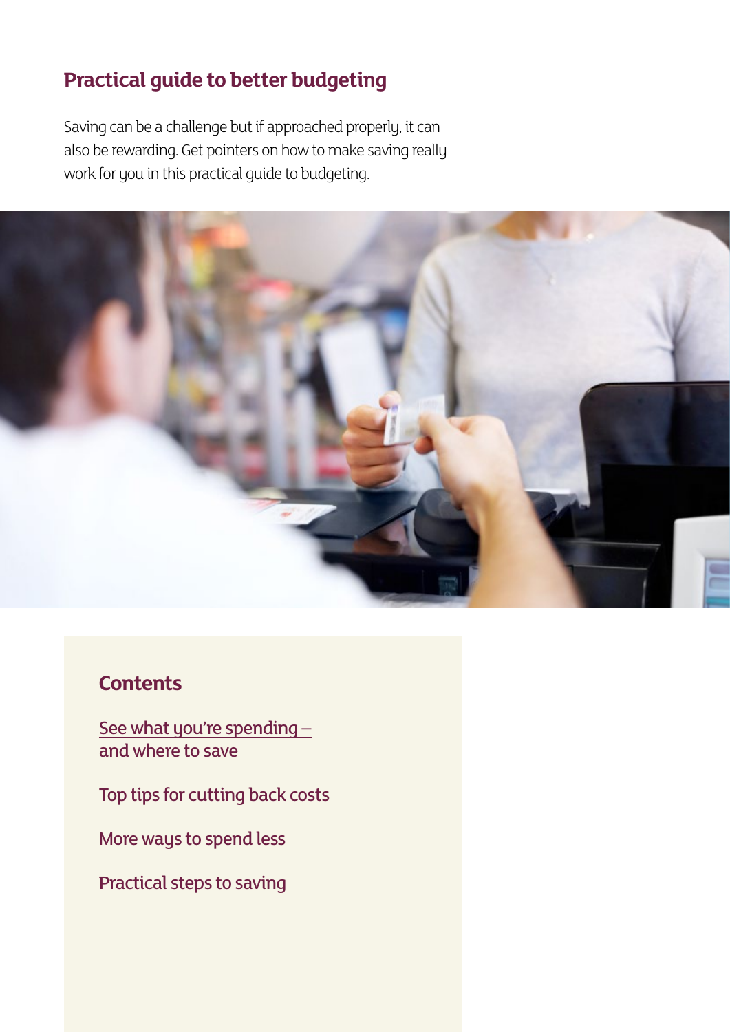# Practical guide to better budgeting

Saving can be a challenge but if approached properly, it can also be rewarding. Get pointers on how to make saving really work for you in this practical guide to budgeting.

## Contents

See what you're spending – and where to save

Top tips for cutting back costs

More ways to spend less

Practical steps to saving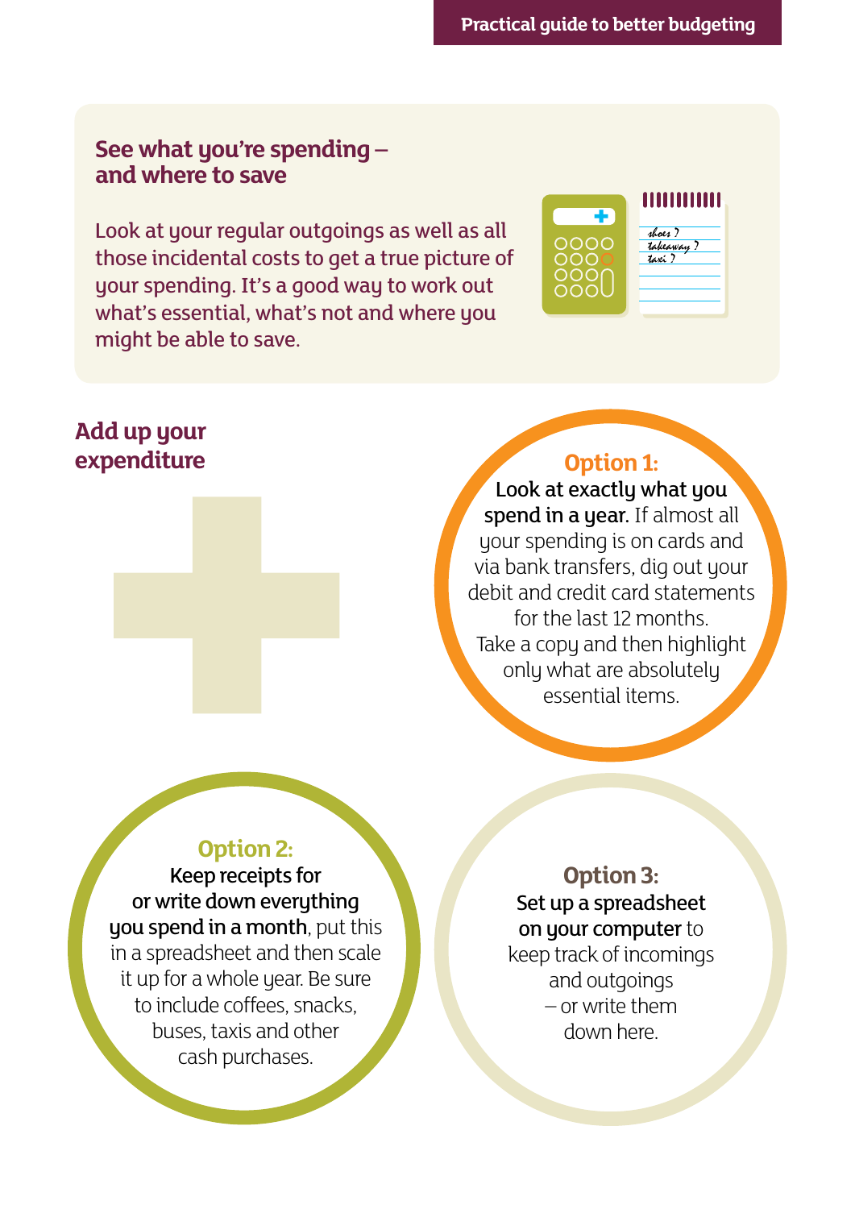## See what you're spending – and where to save

Look at your regular outgoings as well as all those incidental costs to get a true picture of your spending. It's a good way to work out what's essential, what's not and where you might be able to save.

## Add up your expenditure

**Option 1:**
**Look at exactly what you spend in a year.** If almost all your spending is on cards and via bank transfers, dig out your debit and credit card statements for the last 12 months. Take a copy and then highlight only what are absolutely essential items.

**Option 2:**
**Keep receipts for or write down everything you spend in a month**, put this in a spreadsheet and then scale it up for a whole year. Be sure to include coffees, snacks, buses, taxis and other cash purchases.

**Option 3:**
**Set up a spreadsheet on your computer** to keep track of incomings and outgoings – or write them down here.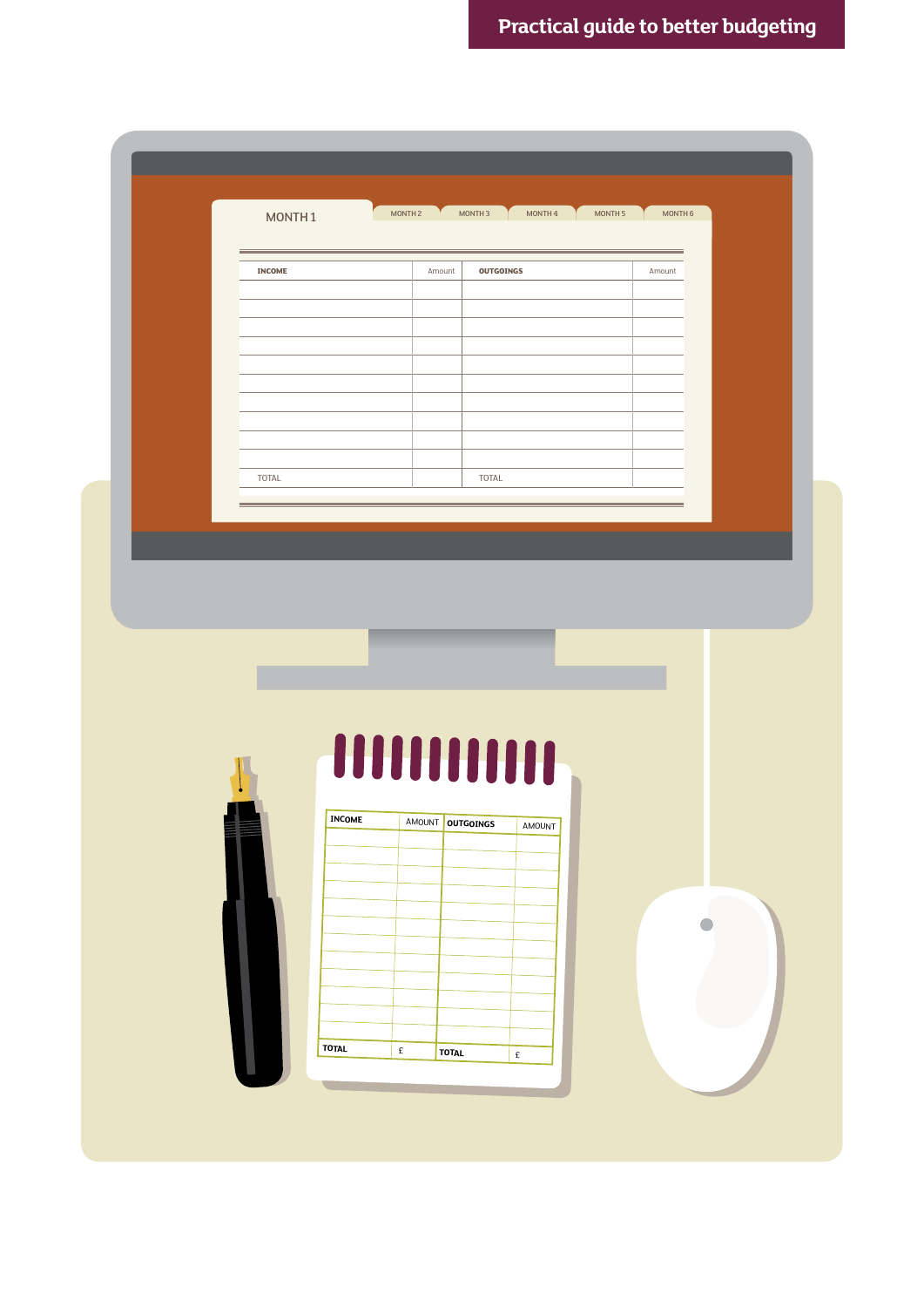MONTH 1 | MONTH 2 | MONTH 3 | MONTH 4 | MONTH 5 | MONTH 6

| INCOME | Amount | OUTGOINGS | Amount |
|---|---|---|---|
| | | | |
| | | | |
| | | | |
| | | | |
| | | | |
| | | | |
| | | | |
| | | | |
| | | | |
| | | | |
| TOTAL | | TOTAL | |

| INCOME | AMOUNT | OUTGOINGS | AMOUNT |
|---|---|---|---|
| | | | |
| | | | |
| | | | |
| | | | |
| | | | |
| | | | |
| | | | |
| | | | |
| | | | |
| | | | |
| | | | |
| | | | |
| TOTAL | £ | TOTAL | £ |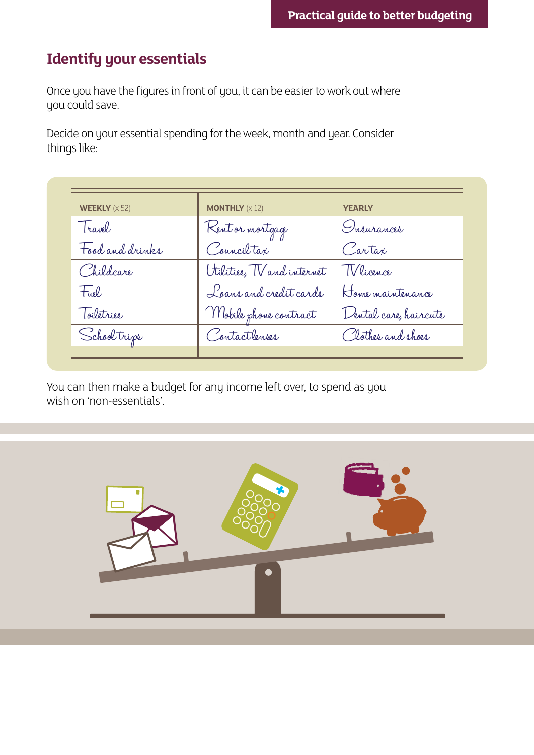## Identify your essentials

Once you have the figures in front of you, it can be easier to work out where you could save.

Decide on your essential spending for the week, month and year. Consider things like:

| **WEEKLY** (x 52) | **MONTHLY** (x 12) | **YEARLY** |
|---|---|---|
| Travel | Rent or mortgage | Insurances |
| Food and drinks | Council tax | Car tax |
| Childcare | Utilities, TV and internet | TV licence |
| Fuel | Loans and credit cards | Home maintenance |
| Toiletries | Mobile phone contract | Dental care, haircuts |
| School trips | Contact lenses | Clothes and shoes |

You can then make a budget for any income left over, to spend as you wish on 'non-essentials'.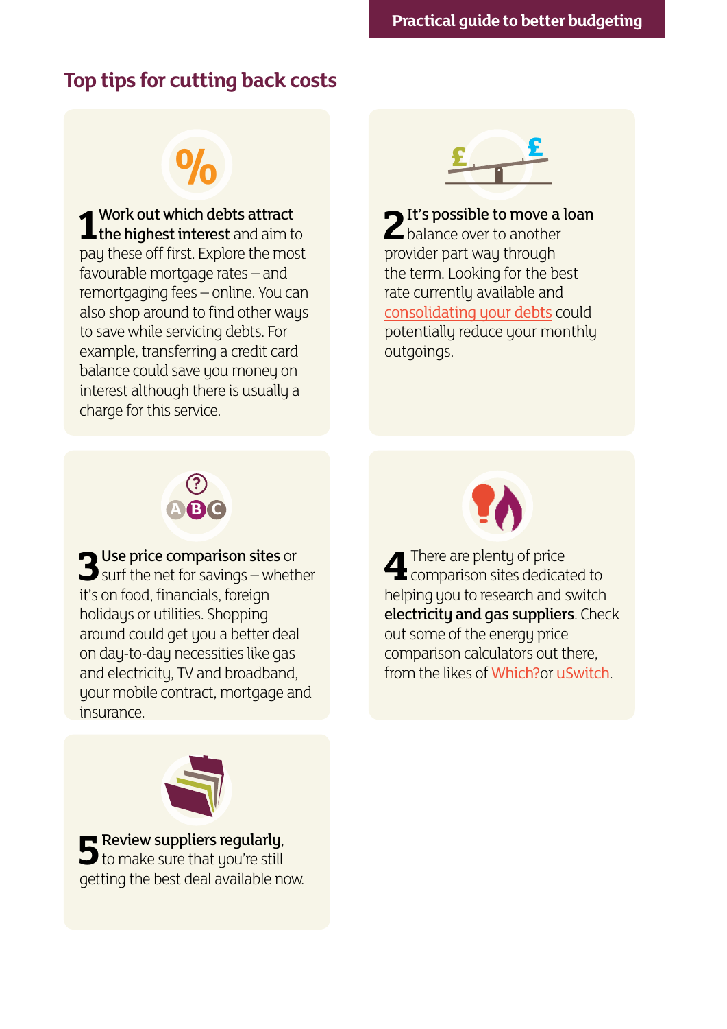## Top tips for cutting back costs

**1** **Work out which debts attract the highest interest** and aim to pay these off first. Explore the most favourable mortgage rates – and remortgaging fees – online. You can also shop around to find other ways to save while servicing debts. For example, transferring a credit card balance could save you money on interest although there is usually a charge for this service.

**2** **It's possible to move a loan** balance over to another provider part way through the term. Looking for the best rate currently available and consolidating your debts could potentially reduce your monthly outgoings.

**3** **Use price comparison sites** or surf the net for savings – whether it's on food, financials, foreign holidays or utilities. Shopping around could get you a better deal on day-to-day necessities like gas and electricity, TV and broadband, your mobile contract, mortgage and insurance.

**4** There are plenty of price comparison sites dedicated to helping you to research and switch **electricity and gas suppliers**. Check out some of the energy price comparison calculators out there, from the likes of Which? or uSwitch.

**5** **Review suppliers regularly**, to make sure that you're still getting the best deal available now.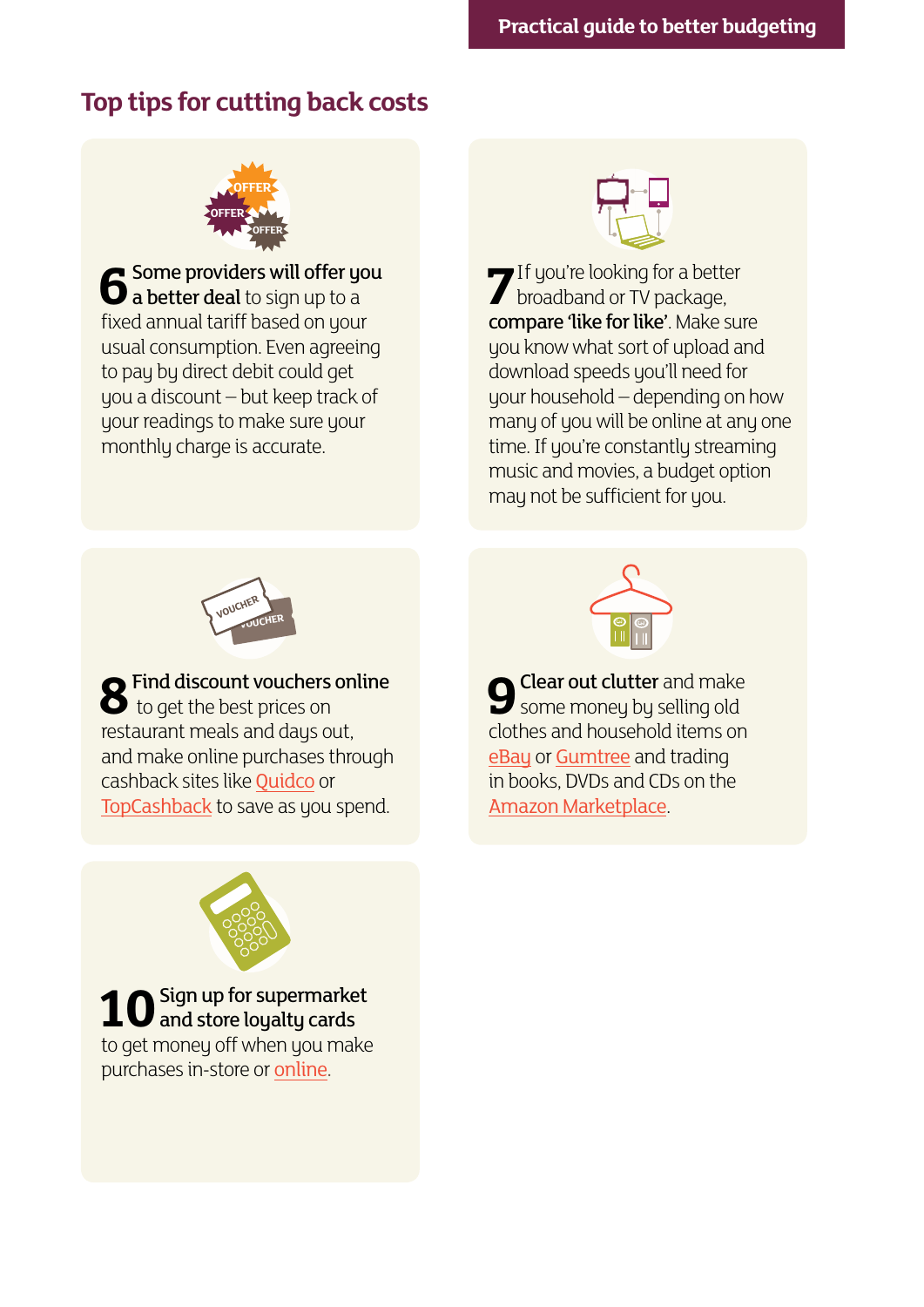## Top tips for cutting back costs

**6** **Some providers will offer you a better deal** to sign up to a fixed annual tariff based on your usual consumption. Even agreeing to pay by direct debit could get you a discount – but keep track of your readings to make sure your monthly charge is accurate.

**7** If you're looking for a better broadband or TV package, **compare 'like for like'**. Make sure you know what sort of upload and download speeds you'll need for your household – depending on how many of you will be online at any one time. If you're constantly streaming music and movies, a budget option may not be sufficient for you.

**8** **Find discount vouchers online** to get the best prices on restaurant meals and days out, and make online purchases through cashback sites like Quidco or TopCashback to save as you spend.

**9** **Clear out clutter** and make some money by selling old clothes and household items on eBay or Gumtree and trading in books, DVDs and CDs on the Amazon Marketplace.

**10** **Sign up for supermarket and store loyalty cards** to get money off when you make purchases in-store or online.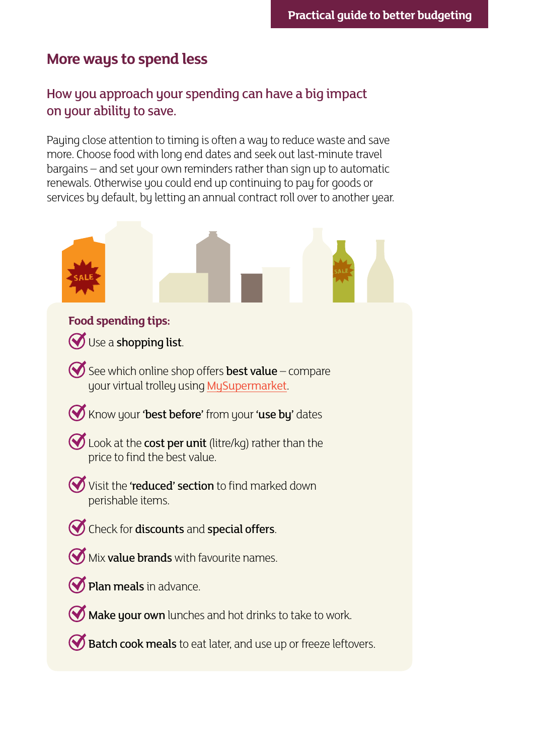## More ways to spend less

### How you approach your spending can have a big impact on your ability to save.

Paying close attention to timing is often a way to reduce waste and save more. Choose food with long end dates and seek out last-minute travel bargains – and set your own reminders rather than sign up to automatic renewals. Otherwise you could end up continuing to pay for goods or services by default, by letting an annual contract roll over to another year.

**Food spending tips:**

- Use a **shopping list**.
- See which online shop offers **best value** – compare your virtual trolley using MySupermarket.
- Know your **'best before'** from your **'use by'** dates
- Look at the **cost per unit** (litre/kg) rather than the price to find the best value.
- Visit the **'reduced' section** to find marked down perishable items.
- Check for **discounts** and **special offers**.
- Mix **value brands** with favourite names.
- **Plan meals** in advance.
- **Make your own** lunches and hot drinks to take to work.
- **Batch cook meals** to eat later, and use up or freeze leftovers.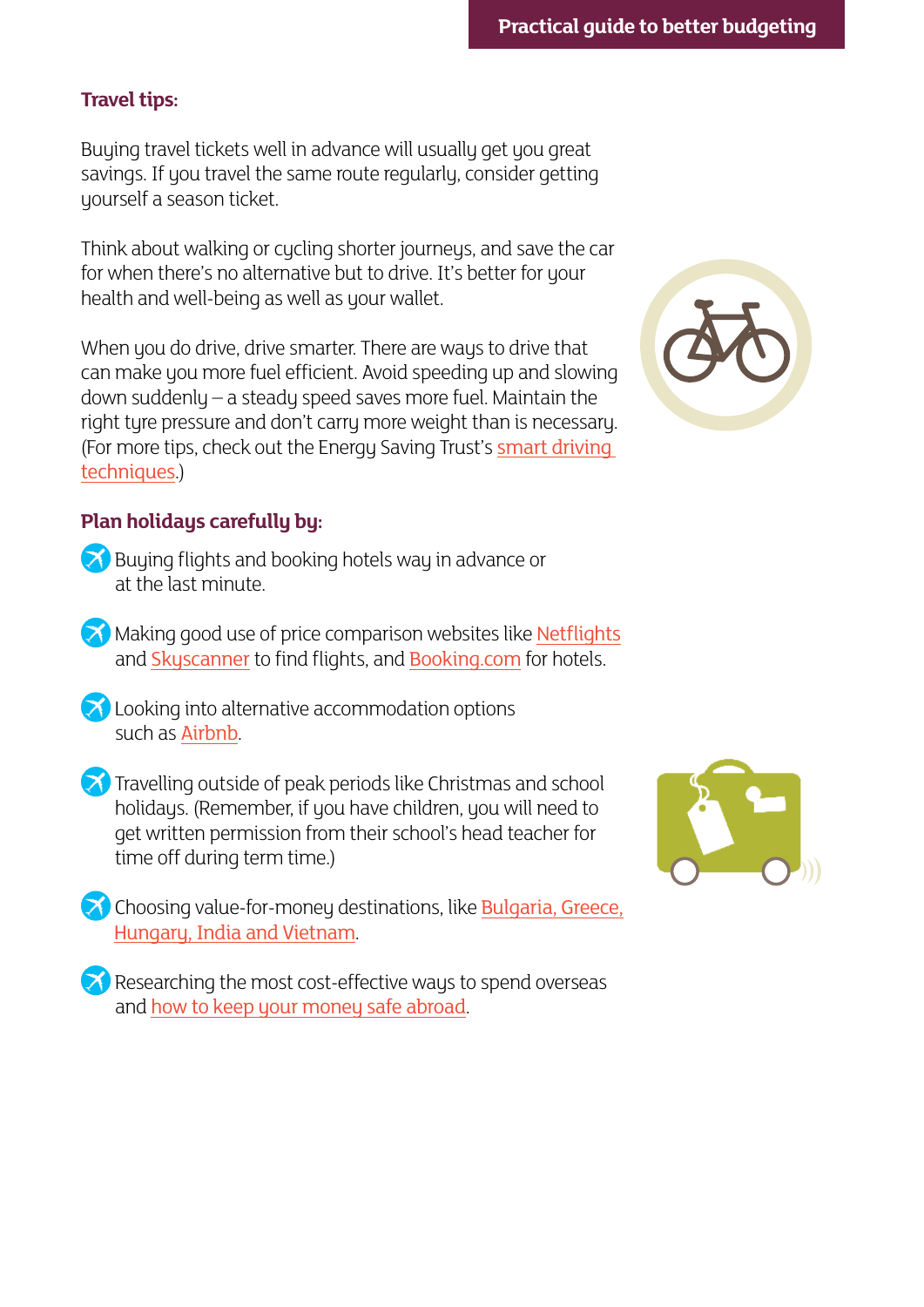## Travel tips:

Buying travel tickets well in advance will usually get you great savings. If you travel the same route regularly, consider getting yourself a season ticket.

Think about walking or cycling shorter journeys, and save the car for when there's no alternative but to drive. It's better for your health and well-being as well as your wallet.

When you do drive, drive smarter. There are ways to drive that can make you more fuel efficient. Avoid speeding up and slowing down suddenly – a steady speed saves more fuel. Maintain the right tyre pressure and don't carry more weight than is necessary. (For more tips, check out the Energy Saving Trust's smart driving techniques.)

## Plan holidays carefully by:

- Buying flights and booking hotels way in advance or at the last minute.
- Making good use of price comparison websites like Netflights and Skyscanner to find flights, and Booking.com for hotels.
- Looking into alternative accommodation options such as Airbnb.
- Travelling outside of peak periods like Christmas and school holidays. (Remember, if you have children, you will need to get written permission from their school's head teacher for time off during term time.)
- Choosing value-for-money destinations, like Bulgaria, Greece, Hungary, India and Vietnam.
- Researching the most cost-effective ways to spend overseas and how to keep your money safe abroad.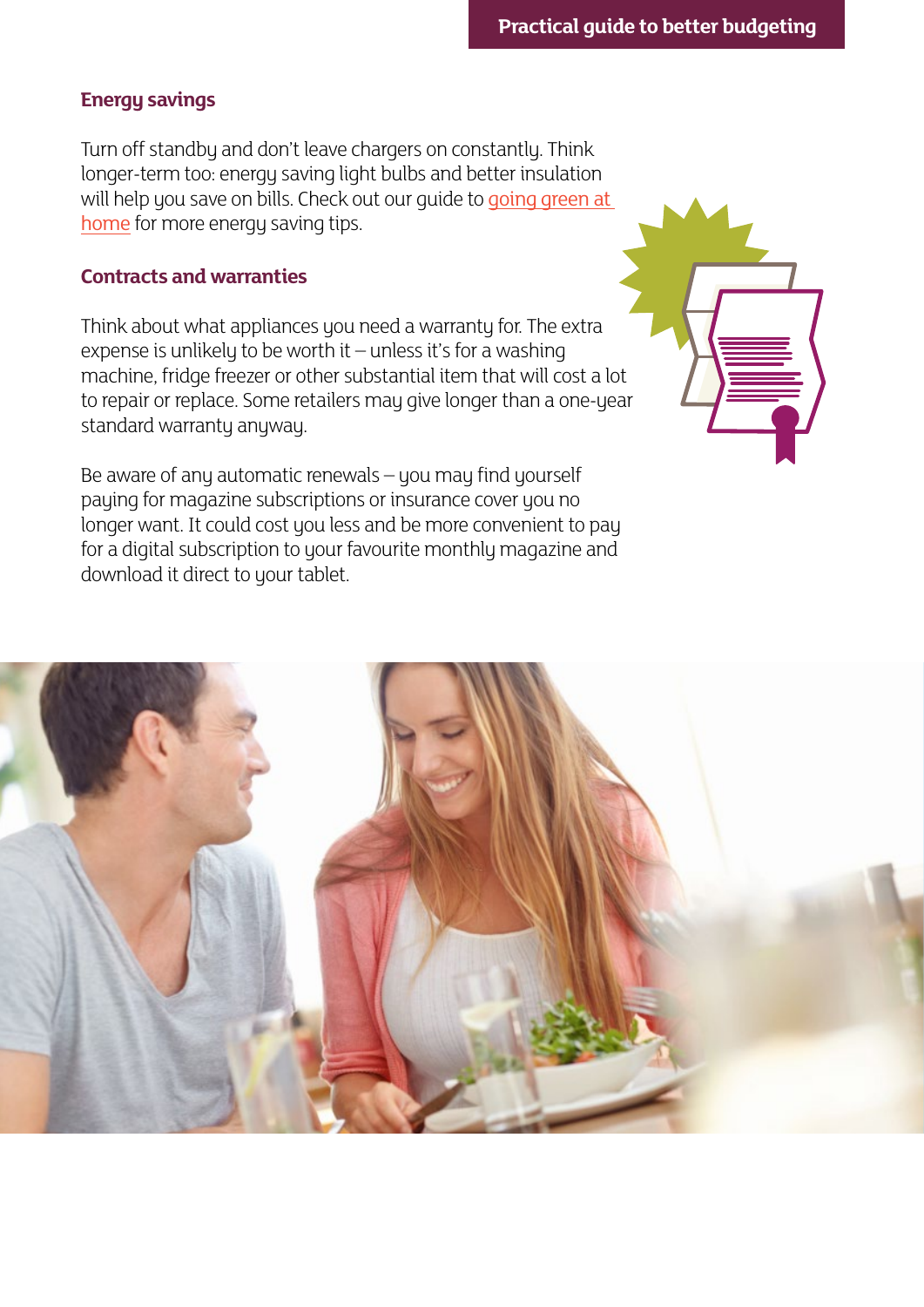## Energy savings

Turn off standby and don't leave chargers on constantly. Think longer-term too: energy saving light bulbs and better insulation will help you save on bills. Check out our guide to going green at home for more energy saving tips.

## Contracts and warranties

Think about what appliances you need a warranty for. The extra expense is unlikely to be worth it – unless it's for a washing machine, fridge freezer or other substantial item that will cost a lot to repair or replace. Some retailers may give longer than a one-year standard warranty anyway.

Be aware of any automatic renewals – you may find yourself paying for magazine subscriptions or insurance cover you no longer want. It could cost you less and be more convenient to pay for a digital subscription to your favourite monthly magazine and download it direct to your tablet.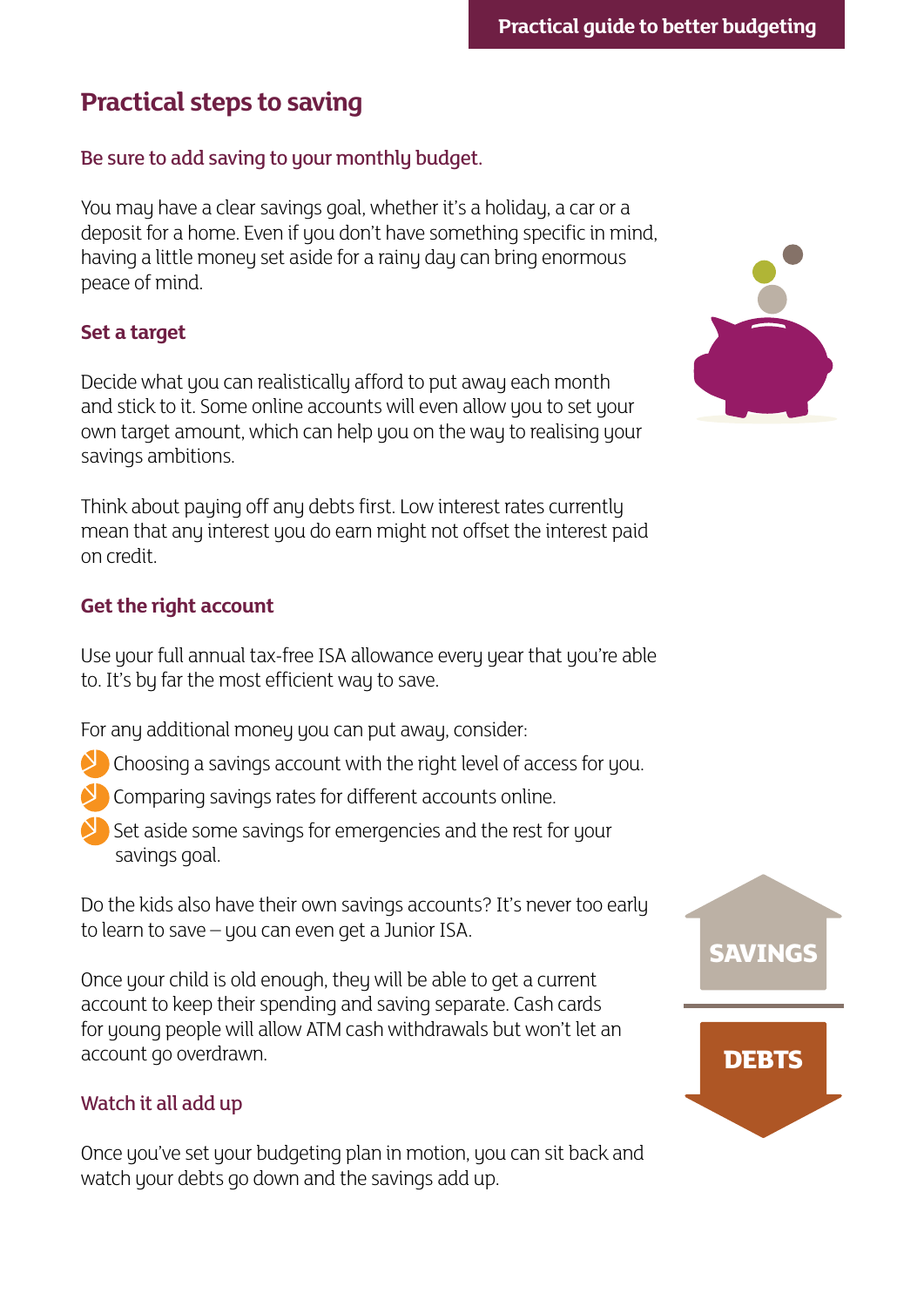## Practical steps to saving

### Be sure to add saving to your monthly budget.

You may have a clear savings goal, whether it's a holiday, a car or a deposit for a home. Even if you don't have something specific in mind, having a little money set aside for a rainy day can bring enormous peace of mind.

### Set a target

Decide what you can realistically afford to put away each month and stick to it. Some online accounts will even allow you to set your own target amount, which can help you on the way to realising your savings ambitions.

Think about paying off any debts first. Low interest rates currently mean that any interest you do earn might not offset the interest paid on credit.

### Get the right account

Use your full annual tax-free ISA allowance every year that you're able to. It's by far the most efficient way to save.

For any additional money you can put away, consider:

- Choosing a savings account with the right level of access for you.
- Comparing savings rates for different accounts online.
- Set aside some savings for emergencies and the rest for your savings goal.

Do the kids also have their own savings accounts? It's never too early to learn to save – you can even get a Junior ISA.

Once your child is old enough, they will be able to get a current account to keep their spending and saving separate. Cash cards for young people will allow ATM cash withdrawals but won't let an account go overdrawn.

### Watch it all add up

Once you've set your budgeting plan in motion, you can sit back and watch your debts go down and the savings add up.

SAVINGS

DEBTS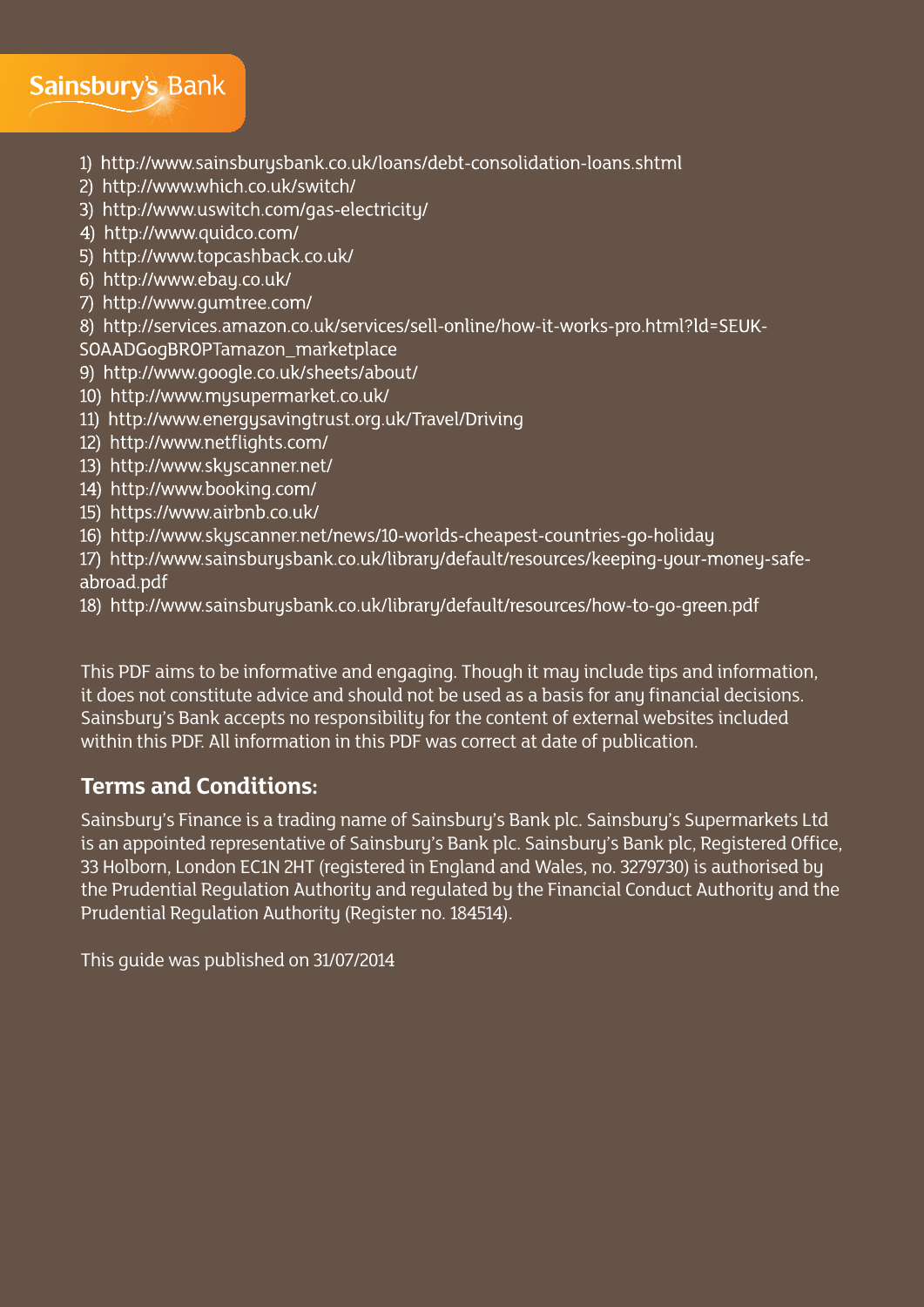Sainsbury's Bank

1) http://www.sainsburysbank.co.uk/loans/debt-consolidation-loans.shtml
2) http://www.which.co.uk/switch/
3) http://www.uswitch.com/gas-electricity/
4) http://www.quidco.com/
5) http://www.topcashback.co.uk/
6) http://www.ebay.co.uk/
7) http://www.gumtree.com/
8) http://services.amazon.co.uk/services/sell-online/how-it-works-pro.html?ld=SEUK-SOAADGogBROPTamazon_marketplace
9) http://www.google.co.uk/sheets/about/
10) http://www.mysupermarket.co.uk/
11) http://www.energysavingtrust.org.uk/Travel/Driving
12) http://www.netflights.com/
13) http://www.skyscanner.net/
14) http://www.booking.com/
15) https://www.airbnb.co.uk/
16) http://www.skyscanner.net/news/10-worlds-cheapest-countries-go-holiday
17) http://www.sainsburysbank.co.uk/library/default/resources/keeping-your-money-safe-abroad.pdf
18) http://www.sainsburysbank.co.uk/library/default/resources/how-to-go-green.pdf

This PDF aims to be informative and engaging. Though it may include tips and information, it does not constitute advice and should not be used as a basis for any financial decisions. Sainsbury's Bank accepts no responsibility for the content of external websites included within this PDF. All information in this PDF was correct at date of publication.

## Terms and Conditions:

Sainsbury's Finance is a trading name of Sainsbury's Bank plc. Sainsbury's Supermarkets Ltd is an appointed representative of Sainsbury's Bank plc. Sainsbury's Bank plc, Registered Office, 33 Holborn, London EC1N 2HT (registered in England and Wales, no. 3279730) is authorised by the Prudential Regulation Authority and regulated by the Financial Conduct Authority and the Prudential Regulation Authority (Register no. 184514).

This guide was published on 31/07/2014